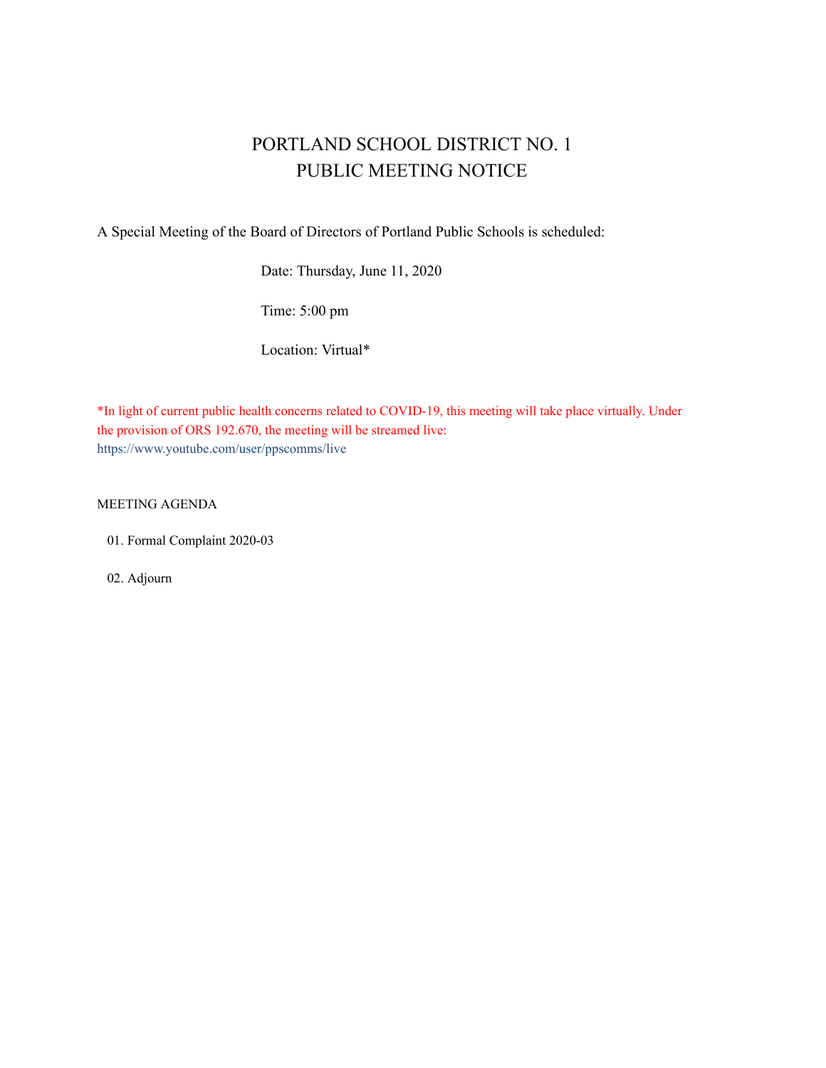# PORTLAND SCHOOL DISTRICT NO. 1
# PUBLIC MEETING NOTICE

A Special Meeting of the Board of Directors of Portland Public Schools is scheduled:

Date: Thursday, June 11, 2020

Time: 5:00 pm

Location: Virtual*

*In light of current public health concerns related to COVID-19, this meeting will take place virtually. Under the provision of ORS 192.670, the meeting will be streamed live:
https://www.youtube.com/user/ppscomms/live

MEETING AGENDA

01. Formal Complaint 2020-03

02. Adjourn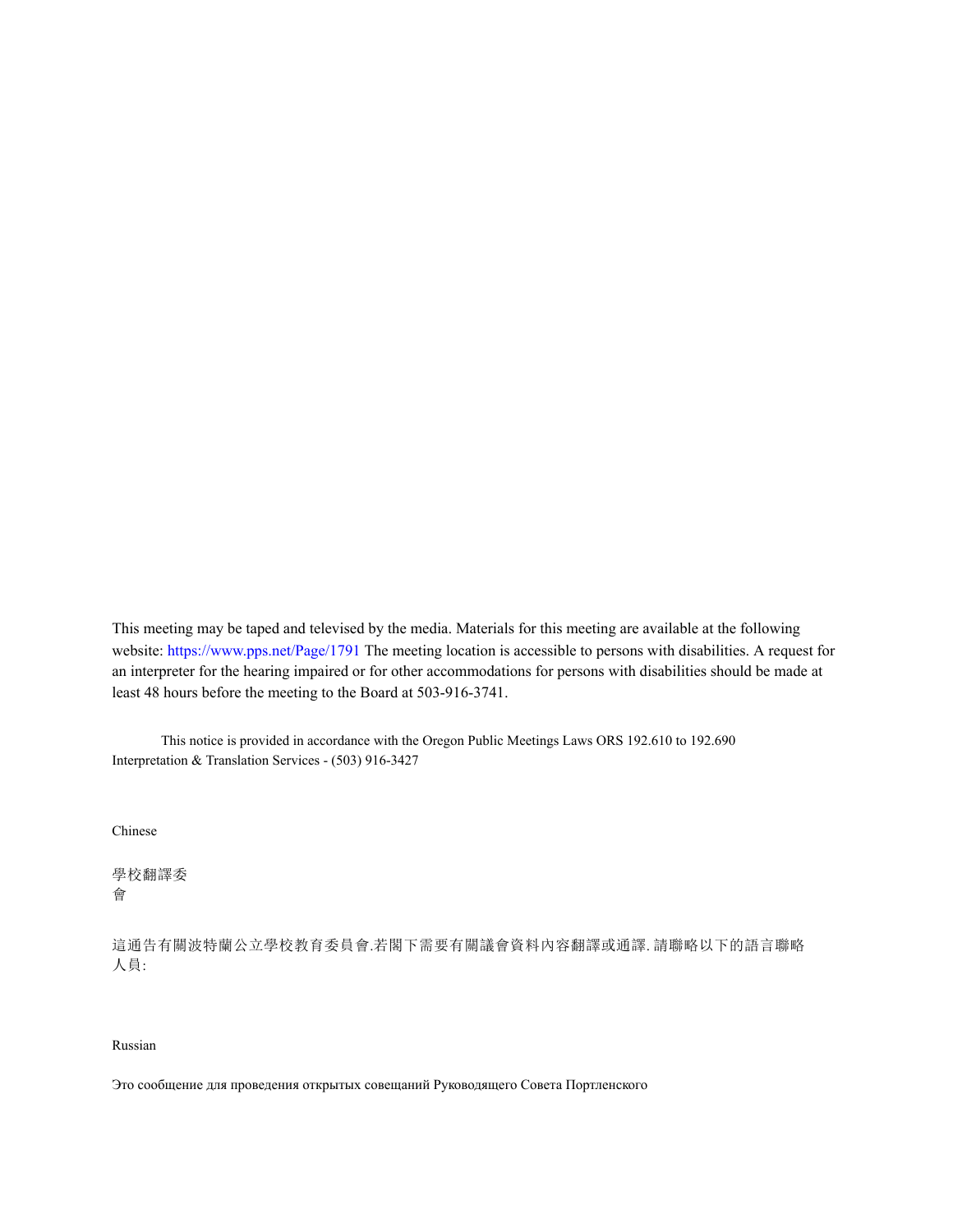This meeting may be taped and televised by the media. Materials for this meeting are available at the following website: https://www.pps.net/Page/1791 The meeting location is accessible to persons with disabilities. A request for an interpreter for the hearing impaired or for other accommodations for persons with disabilities should be made at least 48 hours before the meeting to the Board at 503-916-3741.

This notice is provided in accordance with the Oregon Public Meetings Laws ORS 192.610 to 192.690
Interpretation & Translation Services - (503) 916-3427

Chinese

學校翻譯委
會

這通告有關波特蘭公立學校教育委員會.若閣下需要有關議會資料內容翻譯或通譯.請聯略以下的語言聯略
人員:

Russian

Это сообщение для проведения открытых совещаний Руководящего Совета Портленского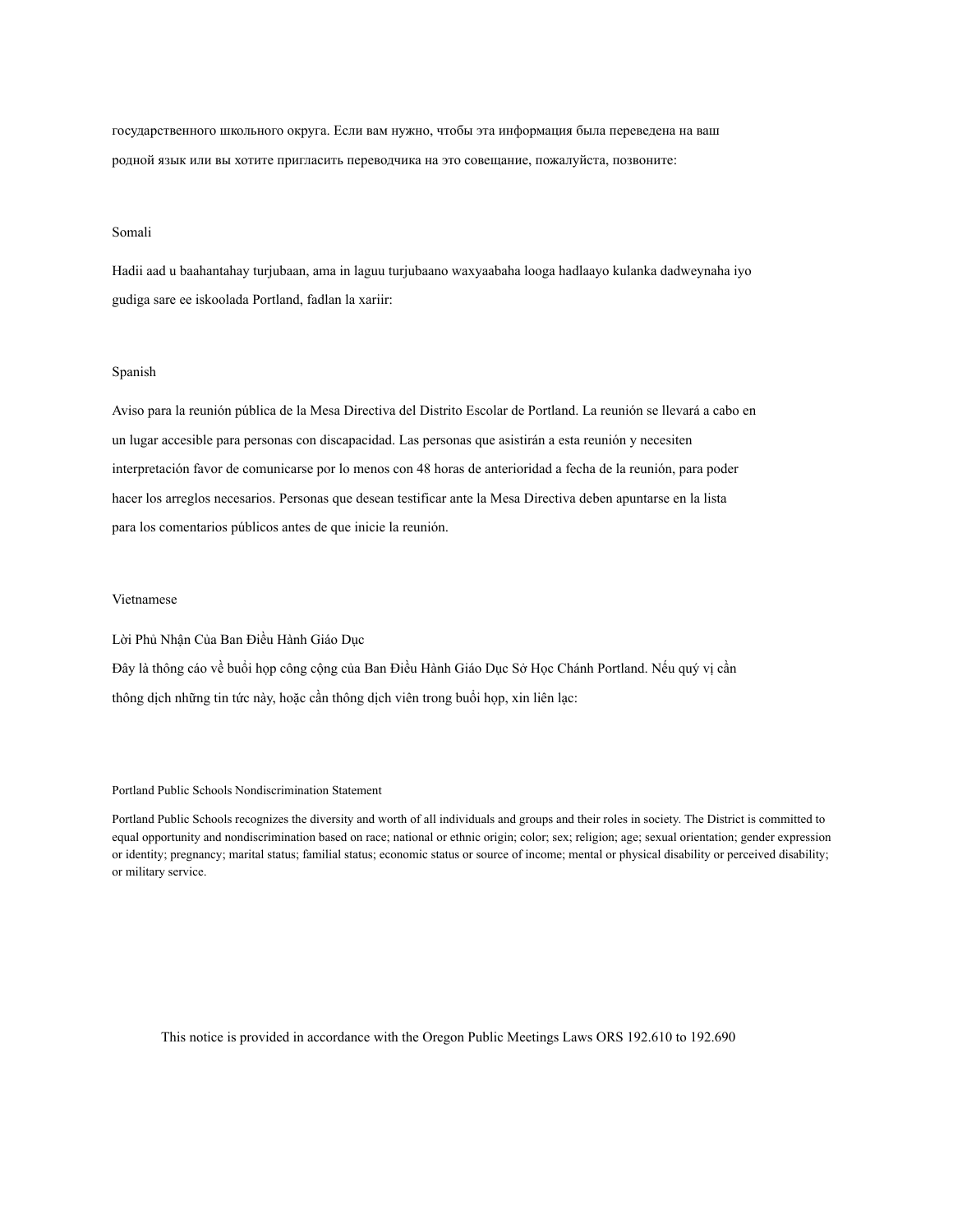государственного школьного округа. Если вам нужно, чтобы эта информация была переведена на ваш родной язык или вы хотите пригласить переводчика на это совещание, пожалуйста, позвоните:

Somali

Hadii aad u baahantahay turjubaan, ama in laguu turjubaano waxyaabaha looga hadlaayo kulanka dadweynaha iyo gudiga sare ee iskoolada Portland, fadlan la xariir:

Spanish

Aviso para la reunión pública de la Mesa Directiva del Distrito Escolar de Portland. La reunión se llevará a cabo en un lugar accesible para personas con discapacidad. Las personas que asistirán a esta reunión y necesiten interpretación favor de comunicarse por lo menos con 48 horas de anterioridad a fecha de la reunión, para poder hacer los arreglos necesarios. Personas que desean testificar ante la Mesa Directiva deben apuntarse en la lista para los comentarios públicos antes de que inicie la reunión.

Vietnamese

Lời Phủ Nhận Của Ban Điều Hành Giáo Dục
Đây là thông cáo về buổi họp công cộng của Ban Điều Hành Giáo Dục Sở Học Chánh Portland. Nếu quý vị cần thông dịch những tin tức này, hoặc cần thông dịch viên trong buổi họp, xin liên lạc:

Portland Public Schools Nondiscrimination Statement

Portland Public Schools recognizes the diversity and worth of all individuals and groups and their roles in society. The District is committed to equal opportunity and nondiscrimination based on race; national or ethnic origin; color; sex; religion; age; sexual orientation; gender expression or identity; pregnancy; marital status; familial status; economic status or source of income; mental or physical disability or perceived disability; or military service.

This notice is provided in accordance with the Oregon Public Meetings Laws ORS 192.610 to 192.690